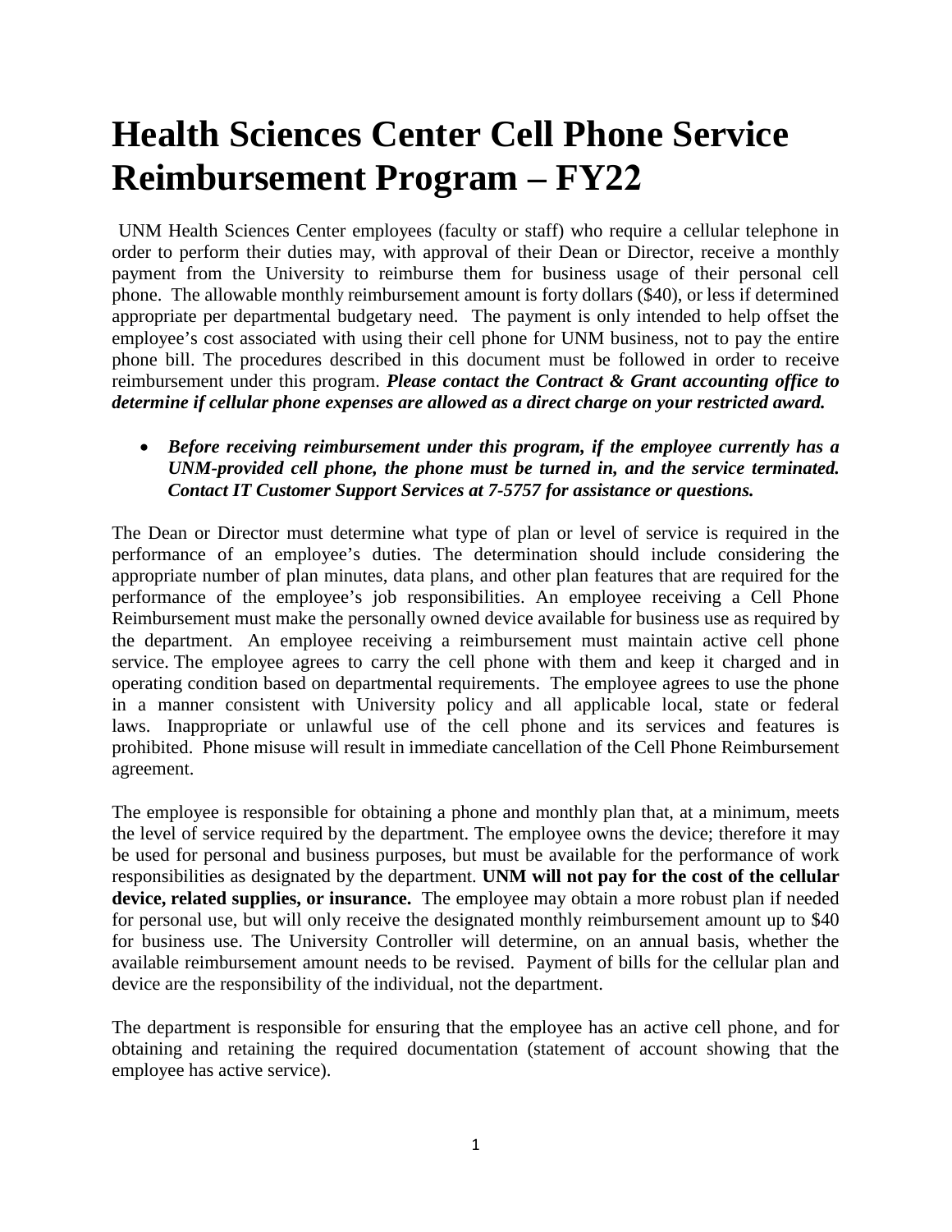# Health Sciences Center Cell Phone Service Reimbursement Program – FY22

UNM Health Sciences Center employees (faculty or staff) who require a cellular telephone in order to perform their duties may, with approval of their Dean or Director, receive a monthly payment from the University to reimburse them for business usage of their personal cell phone. The allowable monthly reimbursement amount is forty dollars ($40), or less if determined appropriate per departmental budgetary need. The payment is only intended to help offset the employee's cost associated with using their cell phone for UNM business, not to pay the entire phone bill. The procedures described in this document must be followed in order to receive reimbursement under this program. ***Please contact the Contract & Grant accounting office to determine if cellular phone expenses are allowed as a direct charge on your restricted award.***

- ***Before receiving reimbursement under this program, if the employee currently has a UNM-provided cell phone, the phone must be turned in, and the service terminated. Contact IT Customer Support Services at 7-5757 for assistance or questions.***

The Dean or Director must determine what type of plan or level of service is required in the performance of an employee's duties. The determination should include considering the appropriate number of plan minutes, data plans, and other plan features that are required for the performance of the employee's job responsibilities. An employee receiving a Cell Phone Reimbursement must make the personally owned device available for business use as required by the department. An employee receiving a reimbursement must maintain active cell phone service. The employee agrees to carry the cell phone with them and keep it charged and in operating condition based on departmental requirements. The employee agrees to use the phone in a manner consistent with University policy and all applicable local, state or federal laws. Inappropriate or unlawful use of the cell phone and its services and features is prohibited. Phone misuse will result in immediate cancellation of the Cell Phone Reimbursement agreement.

The employee is responsible for obtaining a phone and monthly plan that, at a minimum, meets the level of service required by the department. The employee owns the device; therefore it may be used for personal and business purposes, but must be available for the performance of work responsibilities as designated by the department. **UNM will not pay for the cost of the cellular device, related supplies, or insurance.** The employee may obtain a more robust plan if needed for personal use, but will only receive the designated monthly reimbursement amount up to $40 for business use. The University Controller will determine, on an annual basis, whether the available reimbursement amount needs to be revised. Payment of bills for the cellular plan and device are the responsibility of the individual, not the department.

The department is responsible for ensuring that the employee has an active cell phone, and for obtaining and retaining the required documentation (statement of account showing that the employee has active service).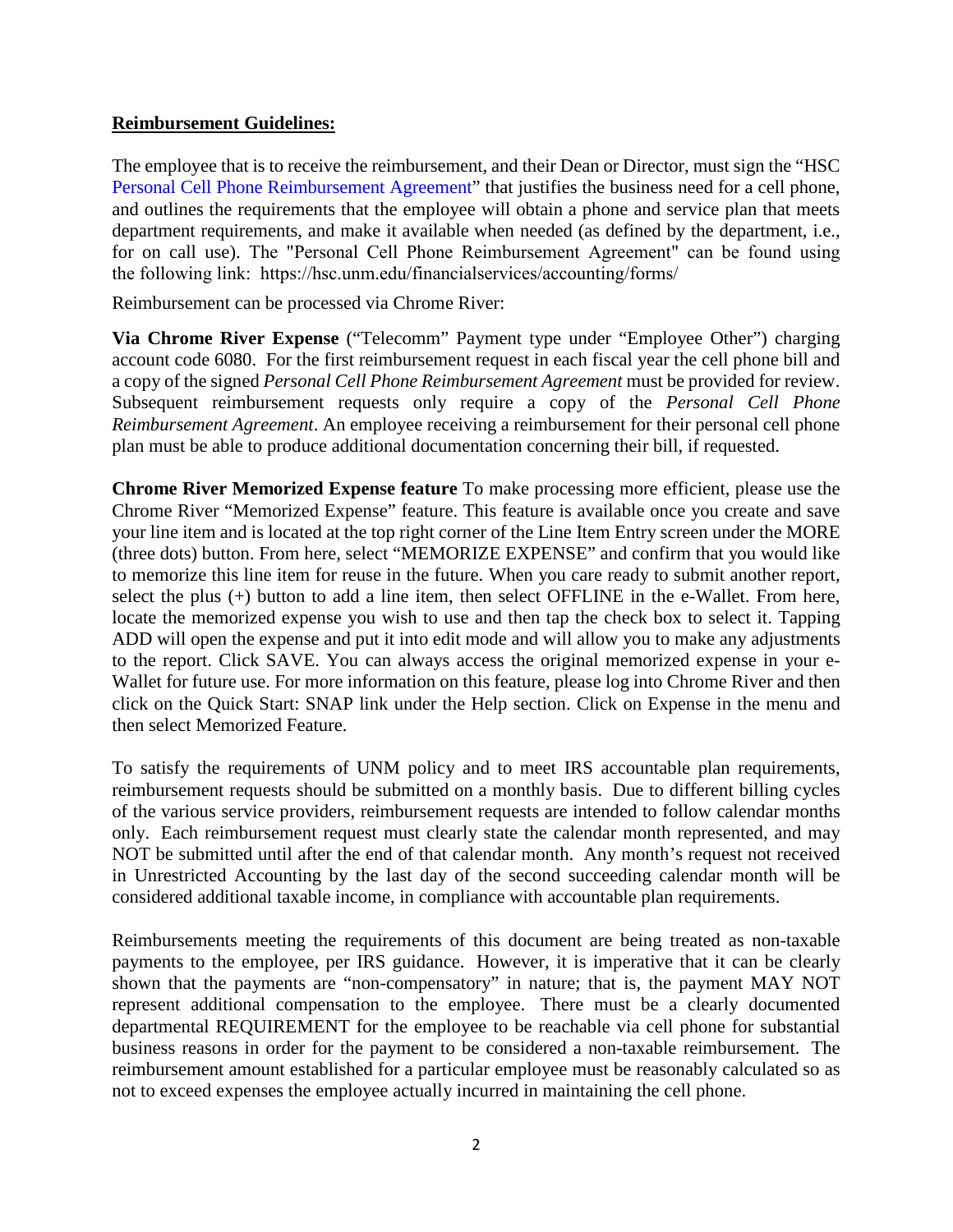**Reimbursement Guidelines:**

The employee that is to receive the reimbursement, and their Dean or Director, must sign the "HSC Personal Cell Phone Reimbursement Agreement" that justifies the business need for a cell phone, and outlines the requirements that the employee will obtain a phone and service plan that meets department requirements, and make it available when needed (as defined by the department, i.e., for on call use). The "Personal Cell Phone Reimbursement Agreement" can be found using the following link: https://hsc.unm.edu/financialservices/accounting/forms/

Reimbursement can be processed via Chrome River:

**Via Chrome River Expense** ("Telecomm" Payment type under "Employee Other") charging account code 6080. For the first reimbursement request in each fiscal year the cell phone bill and a copy of the signed *Personal Cell Phone Reimbursement Agreement* must be provided for review. Subsequent reimbursement requests only require a copy of the *Personal Cell Phone Reimbursement Agreement*. An employee receiving a reimbursement for their personal cell phone plan must be able to produce additional documentation concerning their bill, if requested.

**Chrome River Memorized Expense feature** To make processing more efficient, please use the Chrome River "Memorized Expense" feature. This feature is available once you create and save your line item and is located at the top right corner of the Line Item Entry screen under the MORE (three dots) button. From here, select "MEMORIZE EXPENSE" and confirm that you would like to memorize this line item for reuse in the future. When you care ready to submit another report, select the plus (+) button to add a line item, then select OFFLINE in the e-Wallet. From here, locate the memorized expense you wish to use and then tap the check box to select it. Tapping ADD will open the expense and put it into edit mode and will allow you to make any adjustments to the report. Click SAVE. You can always access the original memorized expense in your e-Wallet for future use. For more information on this feature, please log into Chrome River and then click on the Quick Start: SNAP link under the Help section. Click on Expense in the menu and then select Memorized Feature.

To satisfy the requirements of UNM policy and to meet IRS accountable plan requirements, reimbursement requests should be submitted on a monthly basis. Due to different billing cycles of the various service providers, reimbursement requests are intended to follow calendar months only. Each reimbursement request must clearly state the calendar month represented, and may NOT be submitted until after the end of that calendar month. Any month's request not received in Unrestricted Accounting by the last day of the second succeeding calendar month will be considered additional taxable income, in compliance with accountable plan requirements.

Reimbursements meeting the requirements of this document are being treated as non-taxable payments to the employee, per IRS guidance. However, it is imperative that it can be clearly shown that the payments are "non-compensatory" in nature; that is, the payment MAY NOT represent additional compensation to the employee. There must be a clearly documented departmental REQUIREMENT for the employee to be reachable via cell phone for substantial business reasons in order for the payment to be considered a non-taxable reimbursement. The reimbursement amount established for a particular employee must be reasonably calculated so as not to exceed expenses the employee actually incurred in maintaining the cell phone.